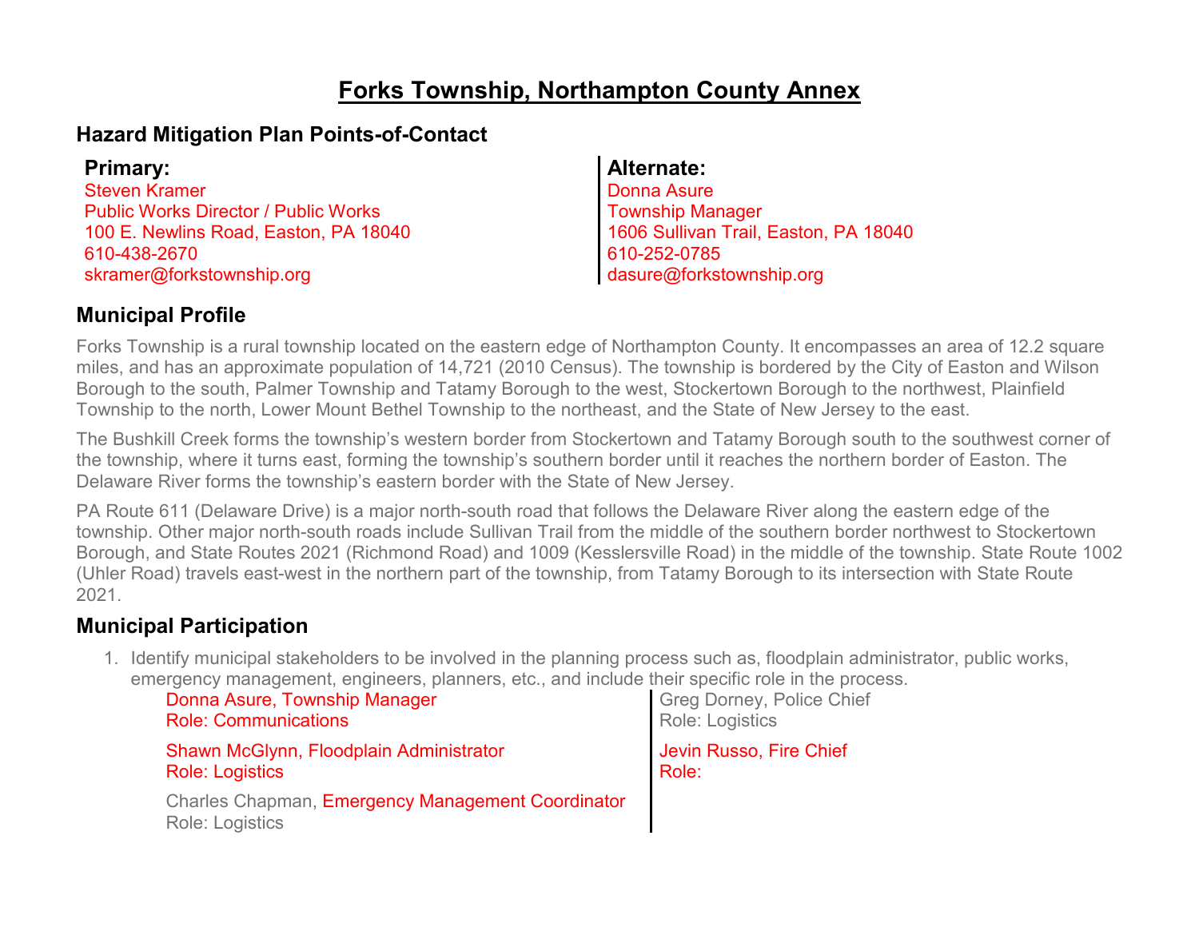# Forks Township, Northampton County Annex

## Hazard Mitigation Plan Points-of-Contact

**Primary:**
Steven Kramer
Public Works Director / Public Works
100 E. Newlins Road, Easton, PA 18040
610-438-2670
skramer@forkstownship.org

**Alternate:**
Donna Asure
Township Manager
1606 Sullivan Trail, Easton, PA 18040
610-252-0785
dasure@forkstownship.org

## Municipal Profile

Forks Township is a rural township located on the eastern edge of Northampton County. It encompasses an area of 12.2 square miles, and has an approximate population of 14,721 (2010 Census). The township is bordered by the City of Easton and Wilson Borough to the south, Palmer Township and Tatamy Borough to the west, Stockertown Borough to the northwest, Plainfield Township to the north, Lower Mount Bethel Township to the northeast, and the State of New Jersey to the east.

The Bushkill Creek forms the township's western border from Stockertown and Tatamy Borough south to the southwest corner of the township, where it turns east, forming the township's southern border until it reaches the northern border of Easton. The Delaware River forms the township's eastern border with the State of New Jersey.

PA Route 611 (Delaware Drive) is a major north-south road that follows the Delaware River along the eastern edge of the township. Other major north-south roads include Sullivan Trail from the middle of the southern border northwest to Stockertown Borough, and State Routes 2021 (Richmond Road) and 1009 (Kesslersville Road) in the middle of the township. State Route 1002 (Uhler Road) travels east-west in the northern part of the township, from Tatamy Borough to its intersection with State Route 2021.

## Municipal Participation

1. Identify municipal stakeholders to be involved in the planning process such as, floodplain administrator, public works, emergency management, engineers, planners, etc., and include their specific role in the process.

   Donna Asure, Township Manager
   Role: Communications

   Shawn McGlynn, Floodplain Administrator
   Role: Logistics

   Charles Chapman, Emergency Management Coordinator
   Role: Logistics

   Greg Dorney, Police Chief
   Role: Logistics

   Jevin Russo, Fire Chief
   Role: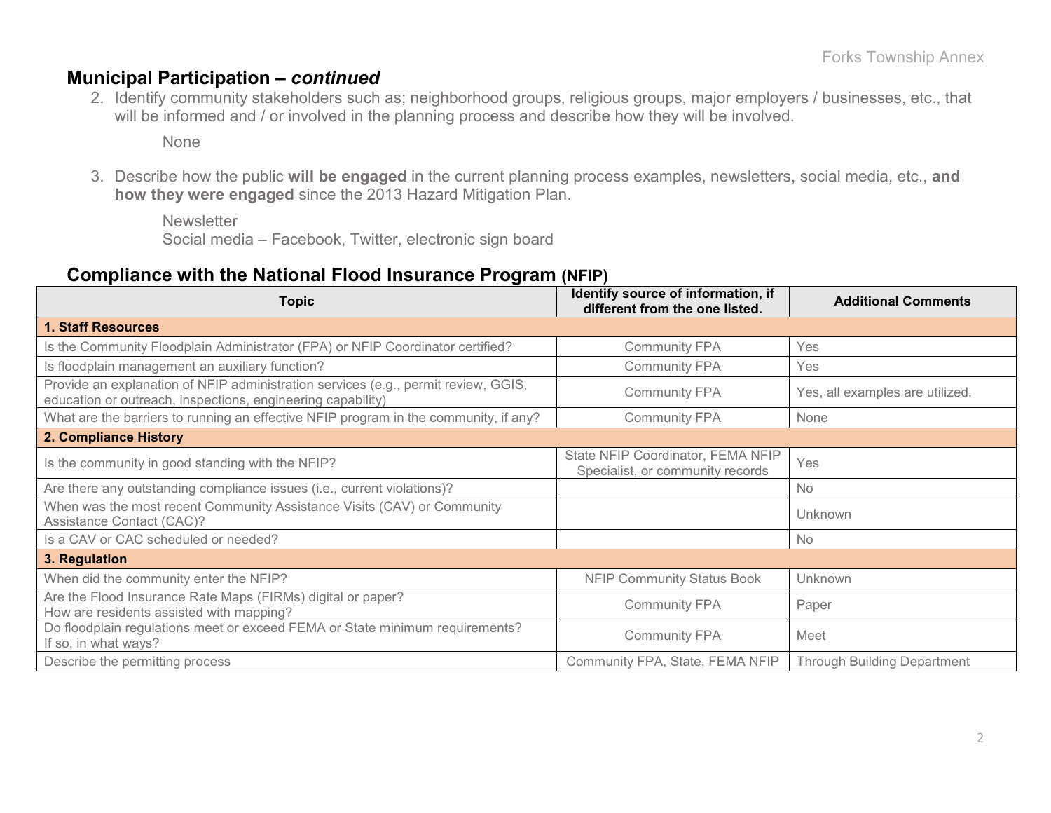## Municipal Participation – *continued*

2. Identify community stakeholders such as; neighborhood groups, religious groups, major employers / businesses, etc., that will be informed and / or involved in the planning process and describe how they will be involved.

    None

3. Describe how the public **will be engaged** in the current planning process examples, newsletters, social media, etc., **and how they were engaged** since the 2013 Hazard Mitigation Plan.

    Newsletter
    Social media – Facebook, Twitter, electronic sign board

## Compliance with the National Flood Insurance Program (NFIP)

| Topic | Identify source of information, if different from the one listed. | Additional Comments |
|---|---|---|
| **1. Staff Resources** | | |
| Is the Community Floodplain Administrator (FPA) or NFIP Coordinator certified? | Community FPA | Yes |
| Is floodplain management an auxiliary function? | Community FPA | Yes |
| Provide an explanation of NFIP administration services (e.g., permit review, GGIS, education or outreach, inspections, engineering capability) | Community FPA | Yes, all examples are utilized. |
| What are the barriers to running an effective NFIP program in the community, if any? | Community FPA | None |
| **2. Compliance History** | | |
| Is the community in good standing with the NFIP? | State NFIP Coordinator, FEMA NFIP Specialist, or community records | Yes |
| Are there any outstanding compliance issues (i.e., current violations)? | | No |
| When was the most recent Community Assistance Visits (CAV) or Community Assistance Contact (CAC)? | | Unknown |
| Is a CAV or CAC scheduled or needed? | | No |
| **3. Regulation** | | |
| When did the community enter the NFIP? | NFIP Community Status Book | Unknown |
| Are the Flood Insurance Rate Maps (FIRMs) digital or paper? How are residents assisted with mapping? | Community FPA | Paper |
| Do floodplain regulations meet or exceed FEMA or State minimum requirements? If so, in what ways? | Community FPA | Meet |
| Describe the permitting process | Community FPA, State, FEMA NFIP | Through Building Department |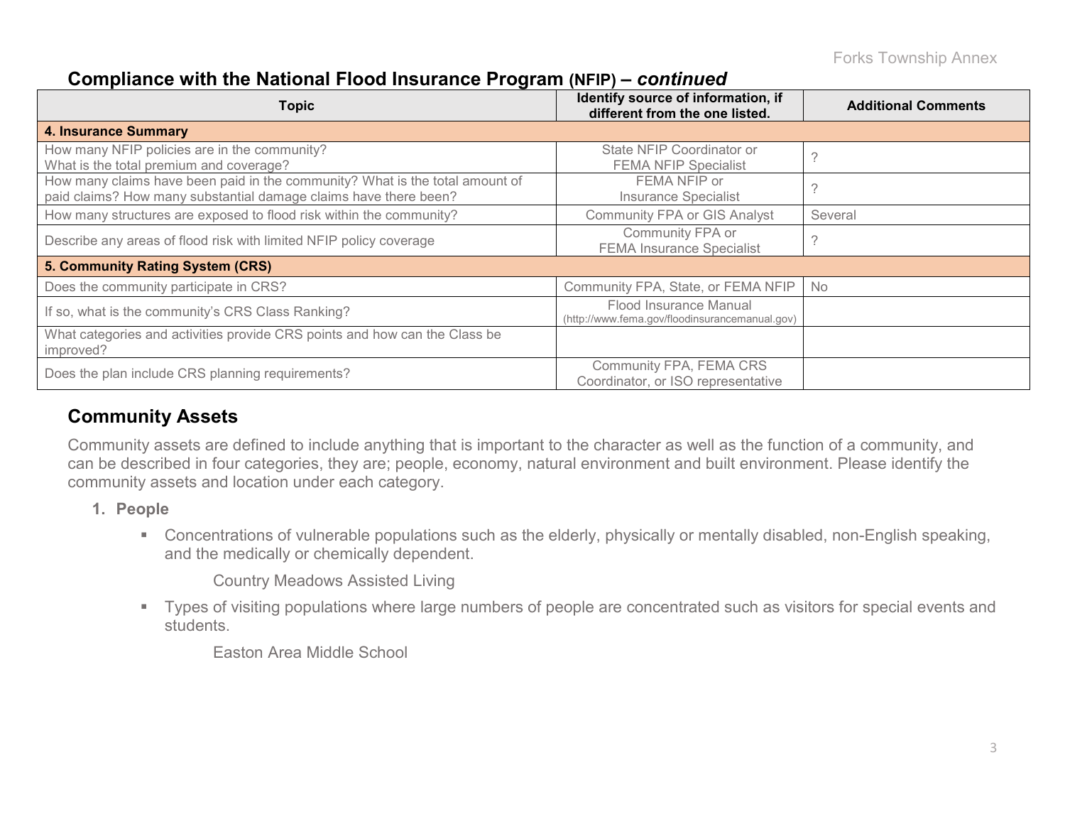## Compliance with the National Flood Insurance Program (NFIP) – *continued*

| Topic | Identify source of information, if different from the one listed. | Additional Comments |
| --- | --- | --- |
| **4. Insurance Summary** | | |
| How many NFIP policies are in the community? What is the total premium and coverage? | State NFIP Coordinator or FEMA NFIP Specialist | ? |
| How many claims have been paid in the community? What is the total amount of paid claims? How many substantial damage claims have there been? | FEMA NFIP or Insurance Specialist | ? |
| How many structures are exposed to flood risk within the community? | Community FPA or GIS Analyst | Several |
| Describe any areas of flood risk with limited NFIP policy coverage | Community FPA or FEMA Insurance Specialist | ? |
| **5. Community Rating System (CRS)** | | |
| Does the community participate in CRS? | Community FPA, State, or FEMA NFIP | No |
| If so, what is the community's CRS Class Ranking? | Flood Insurance Manual (http://www.fema.gov/floodinsurancemanual.gov) | |
| What categories and activities provide CRS points and how can the Class be improved? | | |
| Does the plan include CRS planning requirements? | Community FPA, FEMA CRS Coordinator, or ISO representative | |

## Community Assets

Community assets are defined to include anything that is important to the character as well as the function of a community, and can be described in four categories, they are; people, economy, natural environment and built environment. Please identify the community assets and location under each category.

1. **People**
   - Concentrations of vulnerable populations such as the elderly, physically or mentally disabled, non-English speaking, and the medically or chemically dependent.

     Country Meadows Assisted Living

   - Types of visiting populations where large numbers of people are concentrated such as visitors for special events and students.

     Easton Area Middle School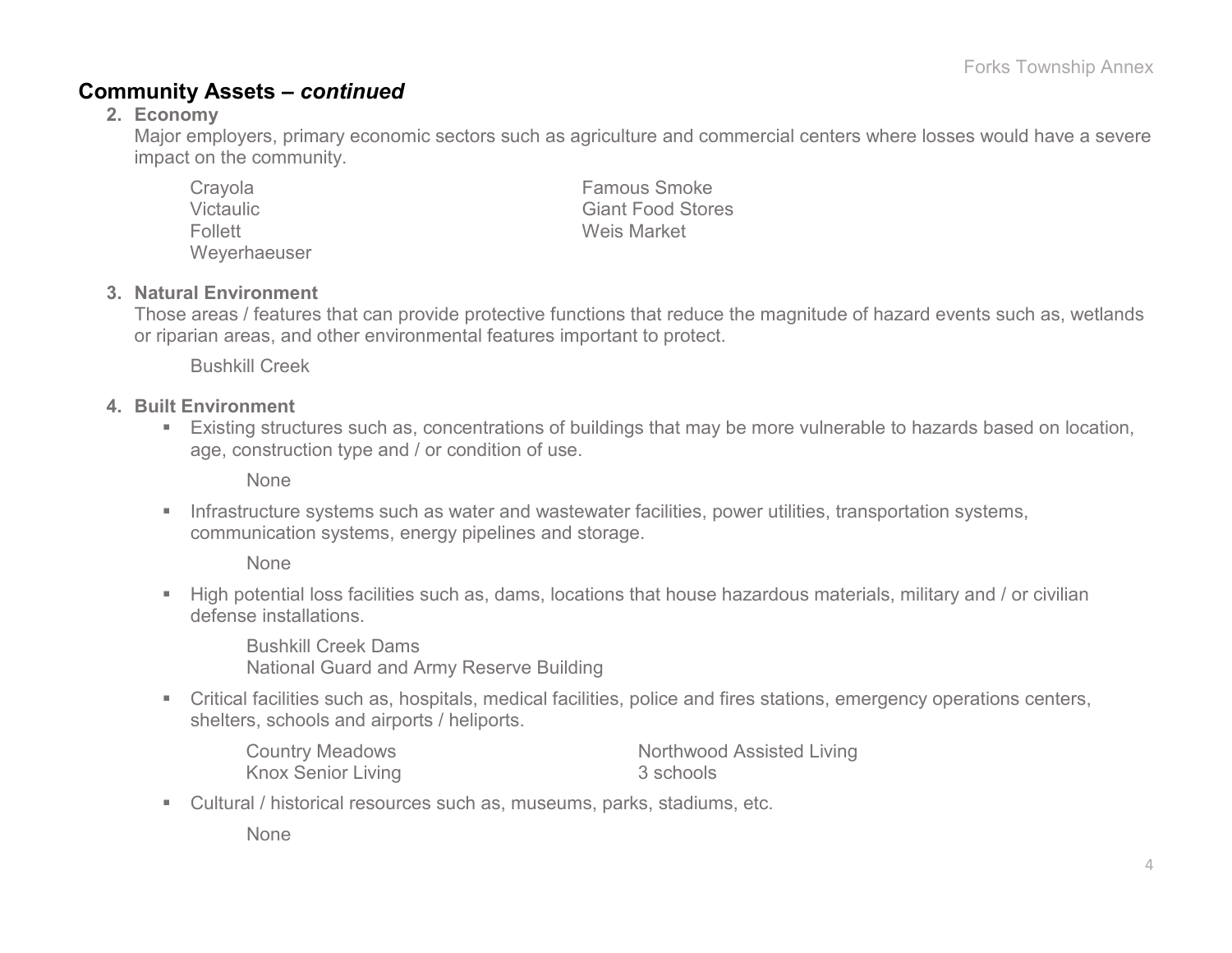## Community Assets – *continued*

2. **Economy**

   Major employers, primary economic sectors such as agriculture and commercial centers where losses would have a severe impact on the community.

   Crayola
   Victaulic
   Follett
   Weyerhaeuser
   Famous Smoke
   Giant Food Stores
   Weis Market

3. **Natural Environment**

   Those areas / features that can provide protective functions that reduce the magnitude of hazard events such as, wetlands or riparian areas, and other environmental features important to protect.

   Bushkill Creek

4. **Built Environment**

   - Existing structures such as, concentrations of buildings that may be more vulnerable to hazards based on location, age, construction type and / or condition of use.

     None

   - Infrastructure systems such as water and wastewater facilities, power utilities, transportation systems, communication systems, energy pipelines and storage.

     None

   - High potential loss facilities such as, dams, locations that house hazardous materials, military and / or civilian defense installations.

     Bushkill Creek Dams
     National Guard and Army Reserve Building

   - Critical facilities such as, hospitals, medical facilities, police and fires stations, emergency operations centers, shelters, schools and airports / heliports.

     Country Meadows
     Knox Senior Living
     Northwood Assisted Living
     3 schools

   - Cultural / historical resources such as, museums, parks, stadiums, etc.

     None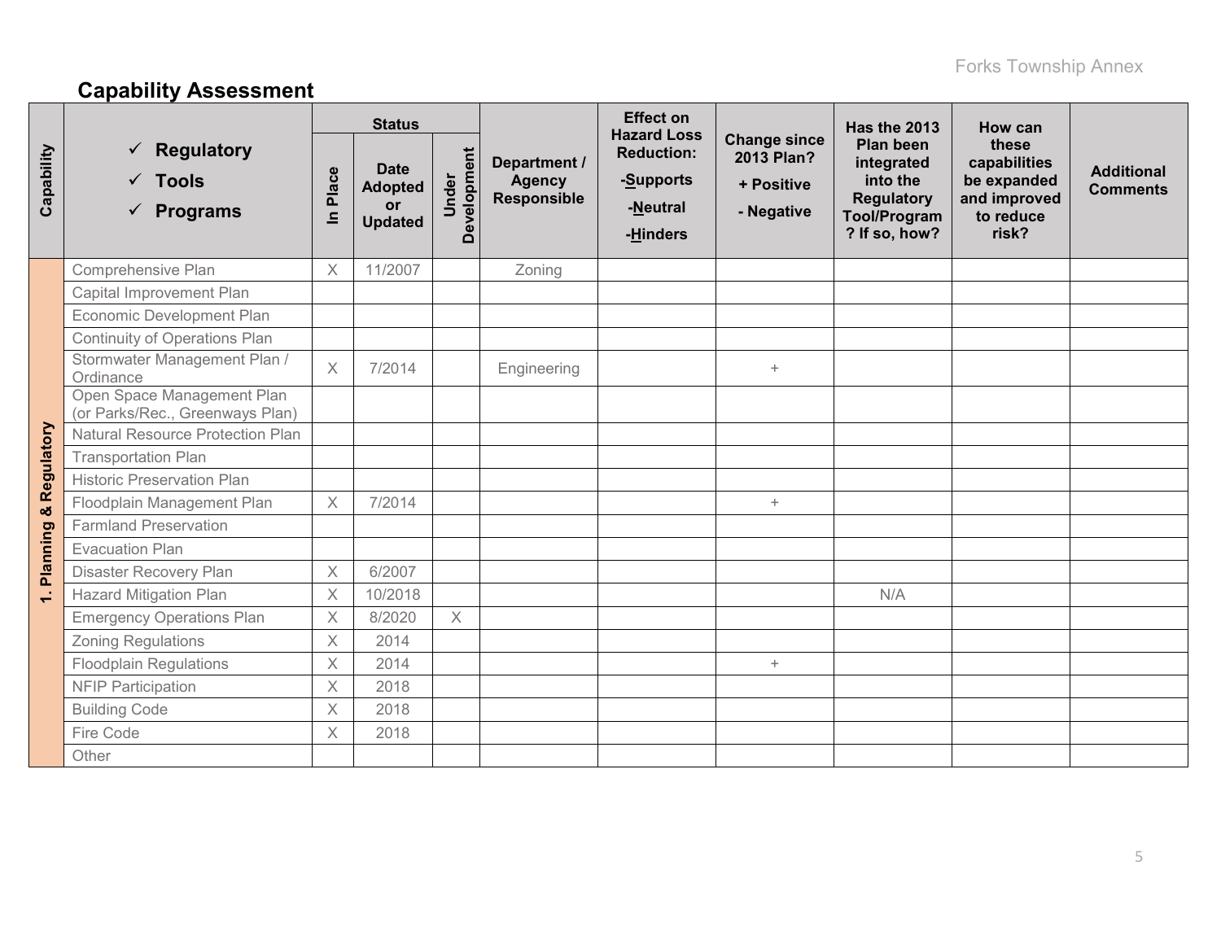## Capability Assessment

| Capability | ✓ Regulatory ✓ Tools ✓ Programs | Status | | | Department / Agency Responsible | Effect on Hazard Loss Reduction: -Supports -Neutral -Hinders | Change since 2013 Plan? + Positive - Negative | Has the 2013 Plan been integrated into the Regulatory Tool/Program? If so, how? | How can these capabilities be expanded and improved to reduce risk? | Additional Comments |
|---|---|---|---|---|---|---|---|---|---|---|
| | | In Place | Date Adopted or Updated | Under Development | | | | | | |
| 1. Planning & Regulatory | Comprehensive Plan | X | 11/2007 | | Zoning | | | | | |
| | Capital Improvement Plan | | | | | | | | | |
| | Economic Development Plan | | | | | | | | | |
| | Continuity of Operations Plan | | | | | | | | | |
| | Stormwater Management Plan / Ordinance | X | 7/2014 | | Engineering | | + | | | |
| | Open Space Management Plan (or Parks/Rec., Greenways Plan) | | | | | | | | | |
| | Natural Resource Protection Plan | | | | | | | | | |
| | Transportation Plan | | | | | | | | | |
| | Historic Preservation Plan | | | | | | | | | |
| | Floodplain Management Plan | X | 7/2014 | | | | + | | | |
| | Farmland Preservation | | | | | | | | | |
| | Evacuation Plan | | | | | | | | | |
| | Disaster Recovery Plan | X | 6/2007 | | | | | | | |
| | Hazard Mitigation Plan | X | 10/2018 | | | | | N/A | | |
| | Emergency Operations Plan | X | 8/2020 | X | | | | | | |
| | Zoning Regulations | X | 2014 | | | | | | | |
| | Floodplain Regulations | X | 2014 | | | | + | | | |
| | NFIP Participation | X | 2018 | | | | | | | |
| | Building Code | X | 2018 | | | | | | | |
| | Fire Code | X | 2018 | | | | | | | |
| | Other | | | | | | | | | |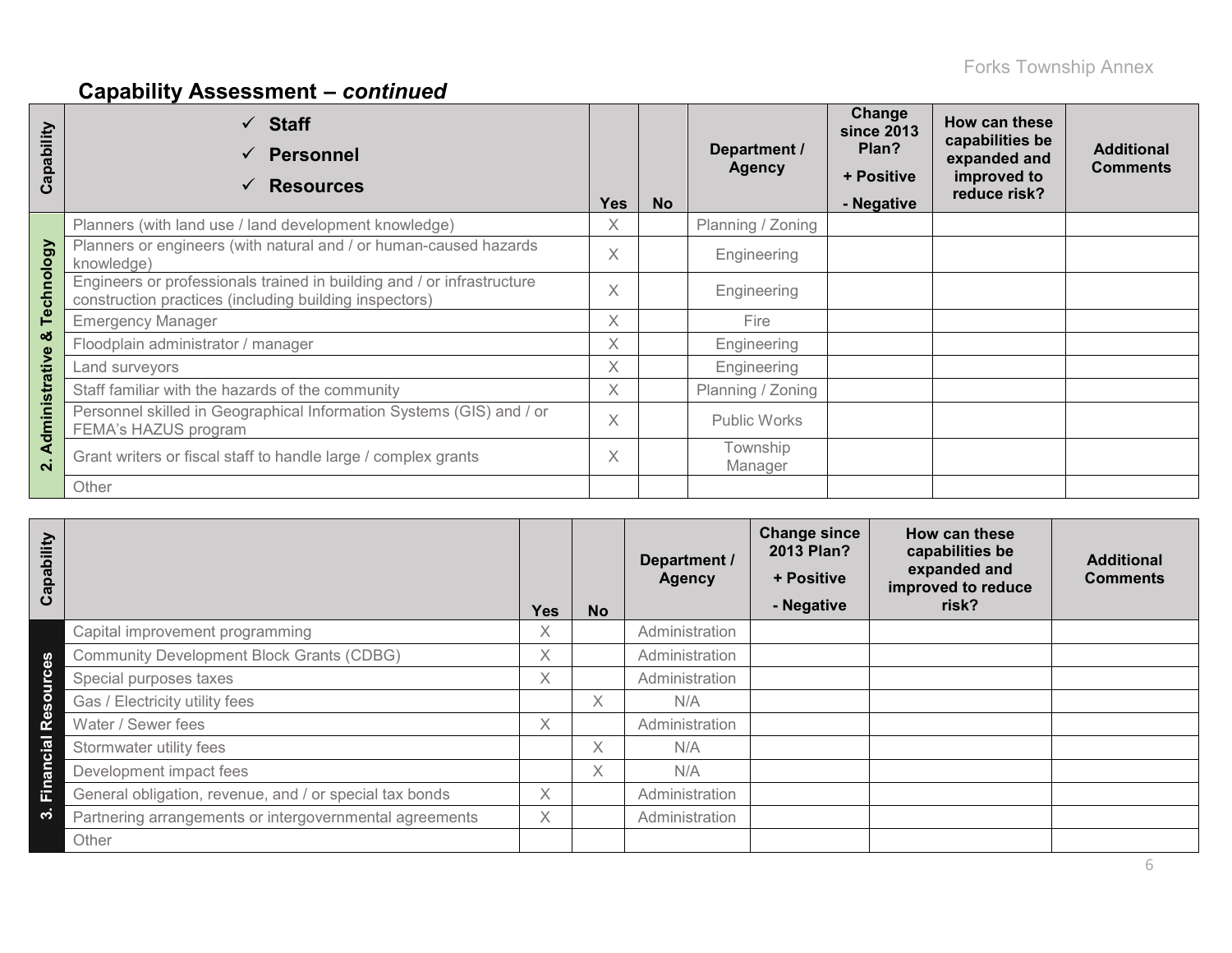## Capability Assessment – *continued*

| Capability | ✓ Staff ✓ Personnel ✓ Resources | Yes | No | Department / Agency | Change since 2013 Plan? + Positive - Negative | How can these capabilities be expanded and improved to reduce risk? | Additional Comments |
|---|---|---|---|---|---|---|---|
| 2. Administrative & Technology | Planners (with land use / land development knowledge) | X | | Planning / Zoning | | | |
| | Planners or engineers (with natural and / or human-caused hazards knowledge) | X | | Engineering | | | |
| | Engineers or professionals trained in building and / or infrastructure construction practices (including building inspectors) | X | | Engineering | | | |
| | Emergency Manager | X | | Fire | | | |
| | Floodplain administrator / manager | X | | Engineering | | | |
| | Land surveyors | X | | Engineering | | | |
| | Staff familiar with the hazards of the community | X | | Planning / Zoning | | | |
| | Personnel skilled in Geographical Information Systems (GIS) and / or FEMA's HAZUS program | X | | Public Works | | | |
| | Grant writers or fiscal staff to handle large / complex grants | X | | Township Manager | | | |
| | Other | | | | | | |

| Capability | | Yes | No | Department / Agency | Change since 2013 Plan? + Positive - Negative | How can these capabilities be expanded and improved to reduce risk? | Additional Comments |
|---|---|---|---|---|---|---|---|
| 3. Financial Resources | Capital improvement programming | X | | Administration | | | |
| | Community Development Block Grants (CDBG) | X | | Administration | | | |
| | Special purposes taxes | X | | Administration | | | |
| | Gas / Electricity utility fees | | X | N/A | | | |
| | Water / Sewer fees | X | | Administration | | | |
| | Stormwater utility fees | | X | N/A | | | |
| | Development impact fees | | X | N/A | | | |
| | General obligation, revenue, and / or special tax bonds | X | | Administration | | | |
| | Partnering arrangements or intergovernmental agreements | X | | Administration | | | |
| | Other | | | | | | |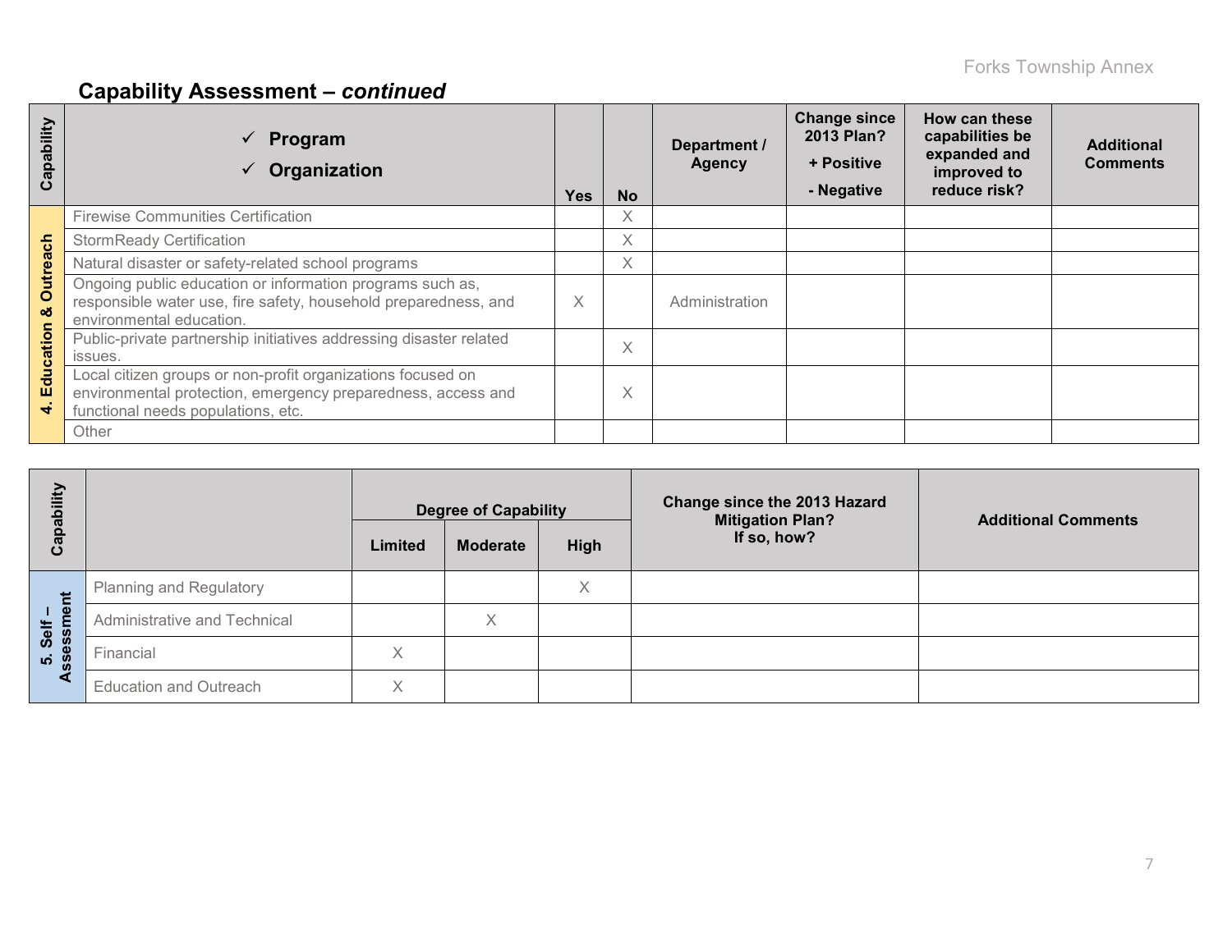## Capability Assessment – *continued*

| Capability | ✓ Program<br>✓ Organization | Yes | No | Department / Agency | Change since 2013 Plan?<br>+ Positive<br>- Negative | How can these capabilities be expanded and improved to reduce risk? | Additional Comments |
|---|---|---|---|---|---|---|---|
| 4. Education & Outreach | Firewise Communities Certification | | X | | | | |
| | StormReady Certification | | X | | | | |
| | Natural disaster or safety-related school programs | | X | | | | |
| | Ongoing public education or information programs such as, responsible water use, fire safety, household preparedness, and environmental education. | X | | Administration | | | |
| | Public-private partnership initiatives addressing disaster related issues. | | X | | | | |
| | Local citizen groups or non-profit organizations focused on environmental protection, emergency preparedness, access and functional needs populations, etc. | | X | | | | |
| | Other | | | | | | |

| Capability | | Degree of Capability | | | Change since the 2013 Hazard Mitigation Plan? If so, how? | Additional Comments |
|---|---|---|---|---|---|---|
| | | Limited | Moderate | High | | |
| 5. Self – Assessment | Planning and Regulatory | | | X | | |
| | Administrative and Technical | | X | | | |
| | Financial | X | | | | |
| | Education and Outreach | X | | | | |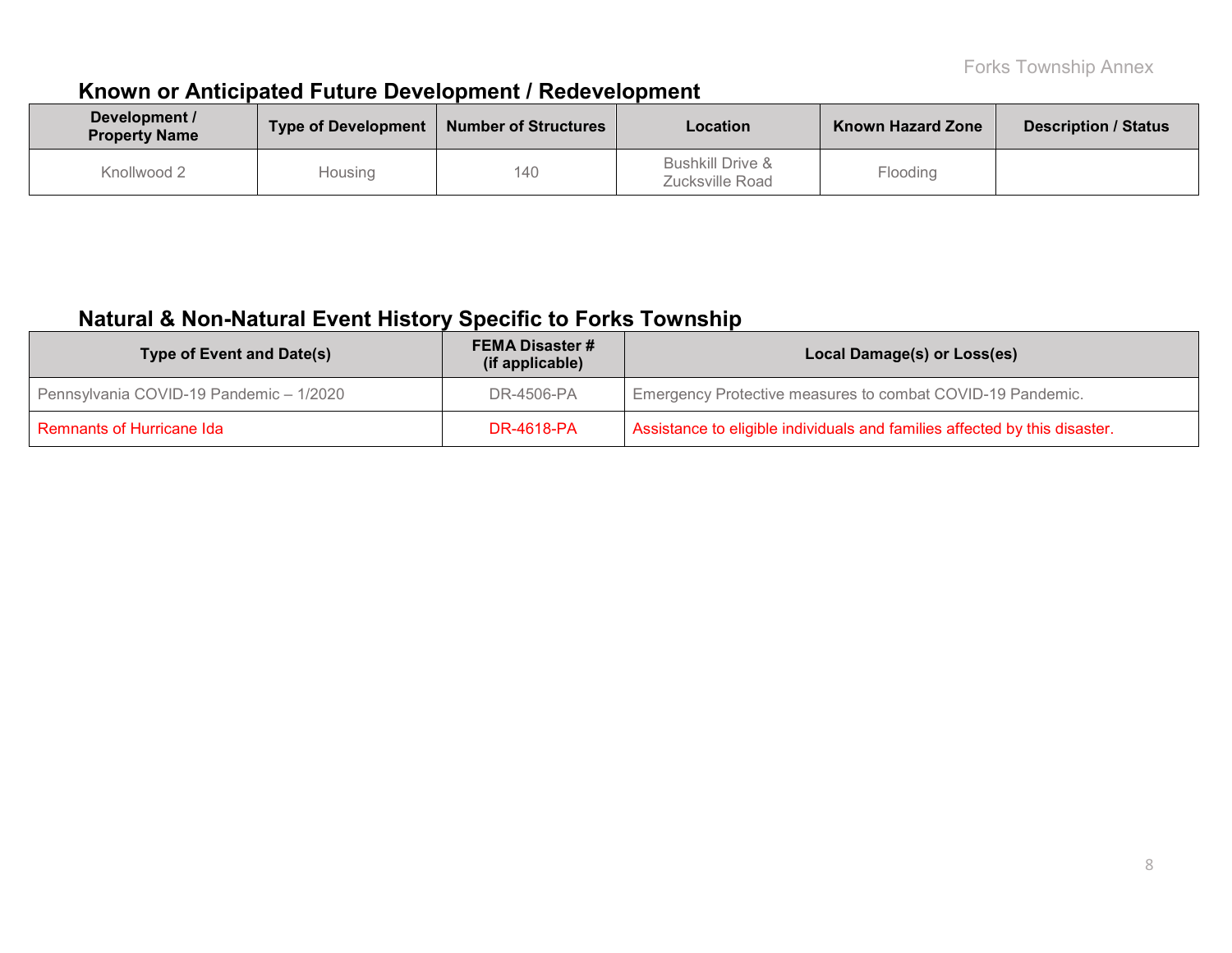## Known or Anticipated Future Development / Redevelopment

| Development / Property Name | Type of Development | Number of Structures | Location | Known Hazard Zone | Description / Status |
|---|---|---|---|---|---|
| Knollwood 2 | Housing | 140 | Bushkill Drive & Zucksville Road | Flooding | |

## Natural & Non-Natural Event History Specific to Forks Township

| Type of Event and Date(s) | FEMA Disaster # (if applicable) | Local Damage(s) or Loss(es) |
|---|---|---|
| Pennsylvania COVID-19 Pandemic – 1/2020 | DR-4506-PA | Emergency Protective measures to combat COVID-19 Pandemic. |
| Remnants of Hurricane Ida | DR-4618-PA | Assistance to eligible individuals and families affected by this disaster. |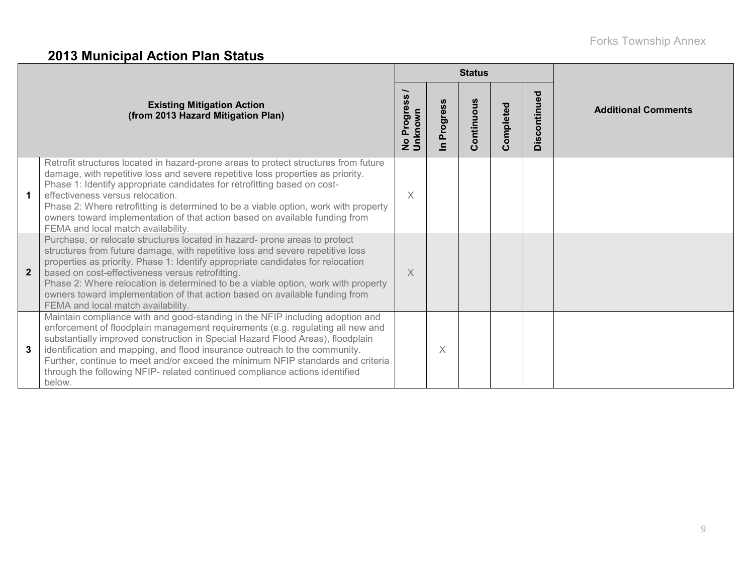## 2013 Municipal Action Plan Status

| | Existing Mitigation Action (from 2013 Hazard Mitigation Plan) | Status | | | | | Additional Comments |
|---|---|---|---|---|---|---|---|
| | | No Progress / Unknown | In Progress | Continuous | Completed | Discontinued | |
| 1 | Retrofit structures located in hazard-prone areas to protect structures from future damage, with repetitive loss and severe repetitive loss properties as priority. Phase 1: Identify appropriate candidates for retrofitting based on cost-effectiveness versus relocation. Phase 2: Where retrofitting is determined to be a viable option, work with property owners toward implementation of that action based on available funding from FEMA and local match availability. | X | | | | | |
| 2 | Purchase, or relocate structures located in hazard- prone areas to protect structures from future damage, with repetitive loss and severe repetitive loss properties as priority. Phase 1: Identify appropriate candidates for relocation based on cost-effectiveness versus retrofitting. Phase 2: Where relocation is determined to be a viable option, work with property owners toward implementation of that action based on available funding from FEMA and local match availability. | X | | | | | |
| 3 | Maintain compliance with and good-standing in the NFIP including adoption and enforcement of floodplain management requirements (e.g. regulating all new and substantially improved construction in Special Hazard Flood Areas), floodplain identification and mapping, and flood insurance outreach to the community. Further, continue to meet and/or exceed the minimum NFIP standards and criteria through the following NFIP- related continued compliance actions identified below. | | X | | | | |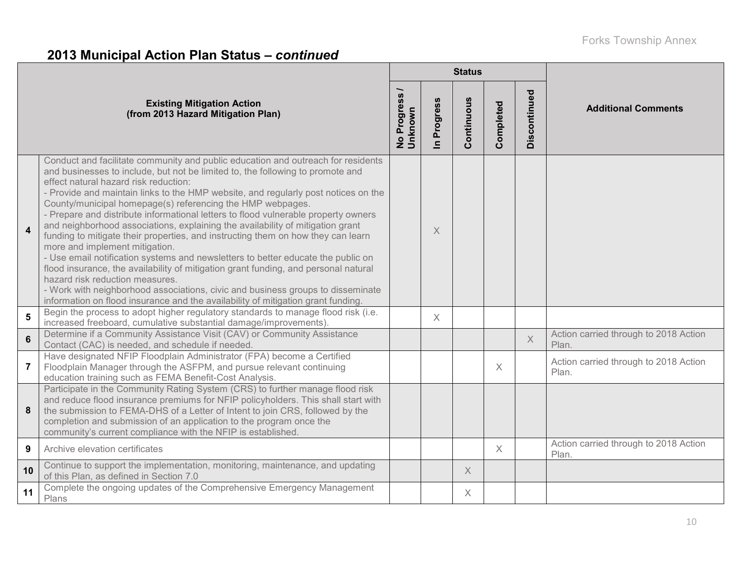## 2013 Municipal Action Plan Status – *continued*

| | Existing Mitigation Action (from 2013 Hazard Mitigation Plan) | Status | | | | | Additional Comments |
|---|---|---|---|---|---|---|---|
| | | No Progress / Unknown | In Progress | Continuous | Completed | Discontinued | |
| 4 | Conduct and facilitate community and public education and outreach for residents and businesses to include, but not be limited to, the following to promote and effect natural hazard risk reduction: - Provide and maintain links to the HMP website, and regularly post notices on the County/municipal homepage(s) referencing the HMP webpages. - Prepare and distribute informational letters to flood vulnerable property owners and neighborhood associations, explaining the availability of mitigation grant funding to mitigate their properties, and instructing them on how they can learn more and implement mitigation. - Use email notification systems and newsletters to better educate the public on flood insurance, the availability of mitigation grant funding, and personal natural hazard risk reduction measures. - Work with neighborhood associations, civic and business groups to disseminate information on flood insurance and the availability of mitigation grant funding. | | X | | | | |
| 5 | Begin the process to adopt higher regulatory standards to manage flood risk (i.e. increased freeboard, cumulative substantial damage/improvements). | | X | | | | |
| 6 | Determine if a Community Assistance Visit (CAV) or Community Assistance Contact (CAC) is needed, and schedule if needed. | | | | | X | Action carried through to 2018 Action Plan. |
| 7 | Have designated NFIP Floodplain Administrator (FPA) become a Certified Floodplain Manager through the ASFPM, and pursue relevant continuing education training such as FEMA Benefit-Cost Analysis. | | | | X | | Action carried through to 2018 Action Plan. |
| 8 | Participate in the Community Rating System (CRS) to further manage flood risk and reduce flood insurance premiums for NFIP policyholders. This shall start with the submission to FEMA-DHS of a Letter of Intent to join CRS, followed by the completion and submission of an application to the program once the community's current compliance with the NFIP is established. | | | | | | |
| 9 | Archive elevation certificates | | | | X | | Action carried through to 2018 Action Plan. |
| 10 | Continue to support the implementation, monitoring, maintenance, and updating of this Plan, as defined in Section 7.0 | | | X | | | |
| 11 | Complete the ongoing updates of the Comprehensive Emergency Management Plans | | | X | | | |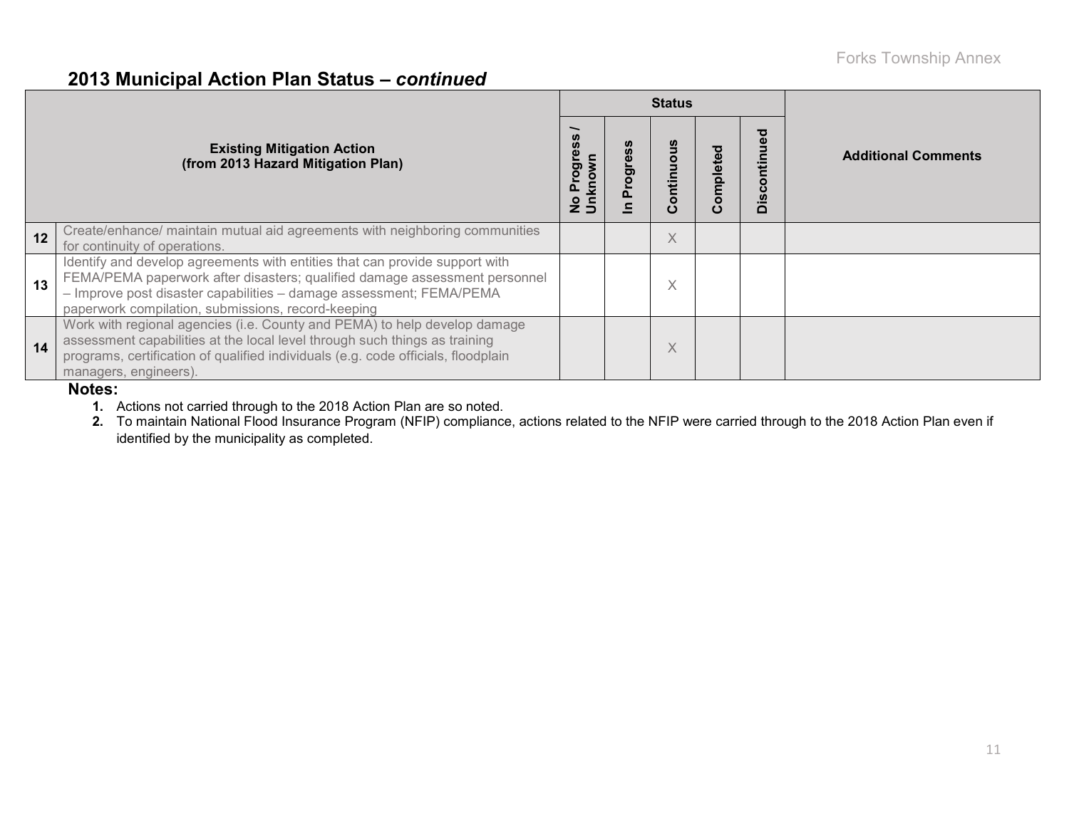## 2013 Municipal Action Plan Status – *continued*

| | Existing Mitigation Action (from 2013 Hazard Mitigation Plan) | Status | | | | | Additional Comments |
|---|---|---|---|---|---|---|---|
| | | No Progress / Unknown | In Progress | Continuous | Completed | Discontinued | |
| 12 | Create/enhance/ maintain mutual aid agreements with neighboring communities for continuity of operations. | | | X | | | |
| 13 | Identify and develop agreements with entities that can provide support with FEMA/PEMA paperwork after disasters; qualified damage assessment personnel – Improve post disaster capabilities – damage assessment; FEMA/PEMA paperwork compilation, submissions, record-keeping | | | X | | | |
| 14 | Work with regional agencies (i.e. County and PEMA) to help develop damage assessment capabilities at the local level through such things as training programs, certification of qualified individuals (e.g. code officials, floodplain managers, engineers). | | | X | | | |

**Notes:**

1. Actions not carried through to the 2018 Action Plan are so noted.
2. To maintain National Flood Insurance Program (NFIP) compliance, actions related to the NFIP were carried through to the 2018 Action Plan even if identified by the municipality as completed.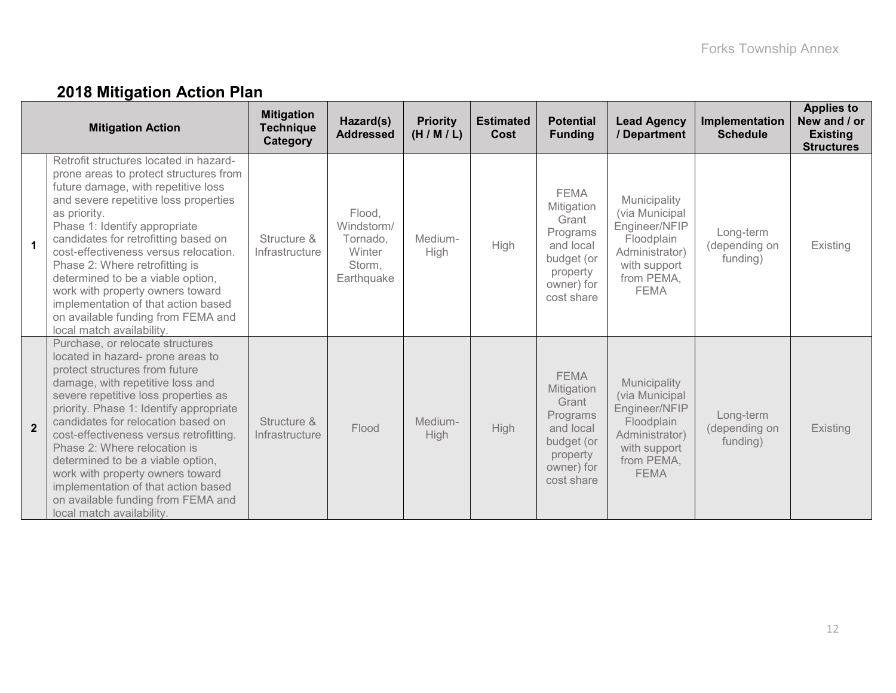## 2018 Mitigation Action Plan

| | Mitigation Action | Mitigation Technique Category | Hazard(s) Addressed | Priority (H / M / L) | Estimated Cost | Potential Funding | Lead Agency / Department | Implementation Schedule | Applies to New and / or Existing Structures |
|---|---|---|---|---|---|---|---|---|---|
| **1** | Retrofit structures located in hazard-prone areas to protect structures from future damage, with repetitive loss and severe repetitive loss properties as priority. Phase 1: Identify appropriate candidates for retrofitting based on cost-effectiveness versus relocation. Phase 2: Where retrofitting is determined to be a viable option, work with property owners toward implementation of that action based on available funding from FEMA and local match availability. | Structure & Infrastructure | Flood, Windstorm/ Tornado, Winter Storm, Earthquake | Medium-High | High | FEMA Mitigation Grant Programs and local budget (or property owner) for cost share | Municipality (via Municipal Engineer/NFIP Floodplain Administrator) with support from PEMA, FEMA | Long-term (depending on funding) | Existing |
| **2** | Purchase, or relocate structures located in hazard- prone areas to protect structures from future damage, with repetitive loss and severe repetitive loss properties as priority. Phase 1: Identify appropriate candidates for relocation based on cost-effectiveness versus retrofitting. Phase 2: Where relocation is determined to be a viable option, work with property owners toward implementation of that action based on available funding from FEMA and local match availability. | Structure & Infrastructure | Flood | Medium-High | High | FEMA Mitigation Grant Programs and local budget (or property owner) for cost share | Municipality (via Municipal Engineer/NFIP Floodplain Administrator) with support from PEMA, FEMA | Long-term (depending on funding) | Existing |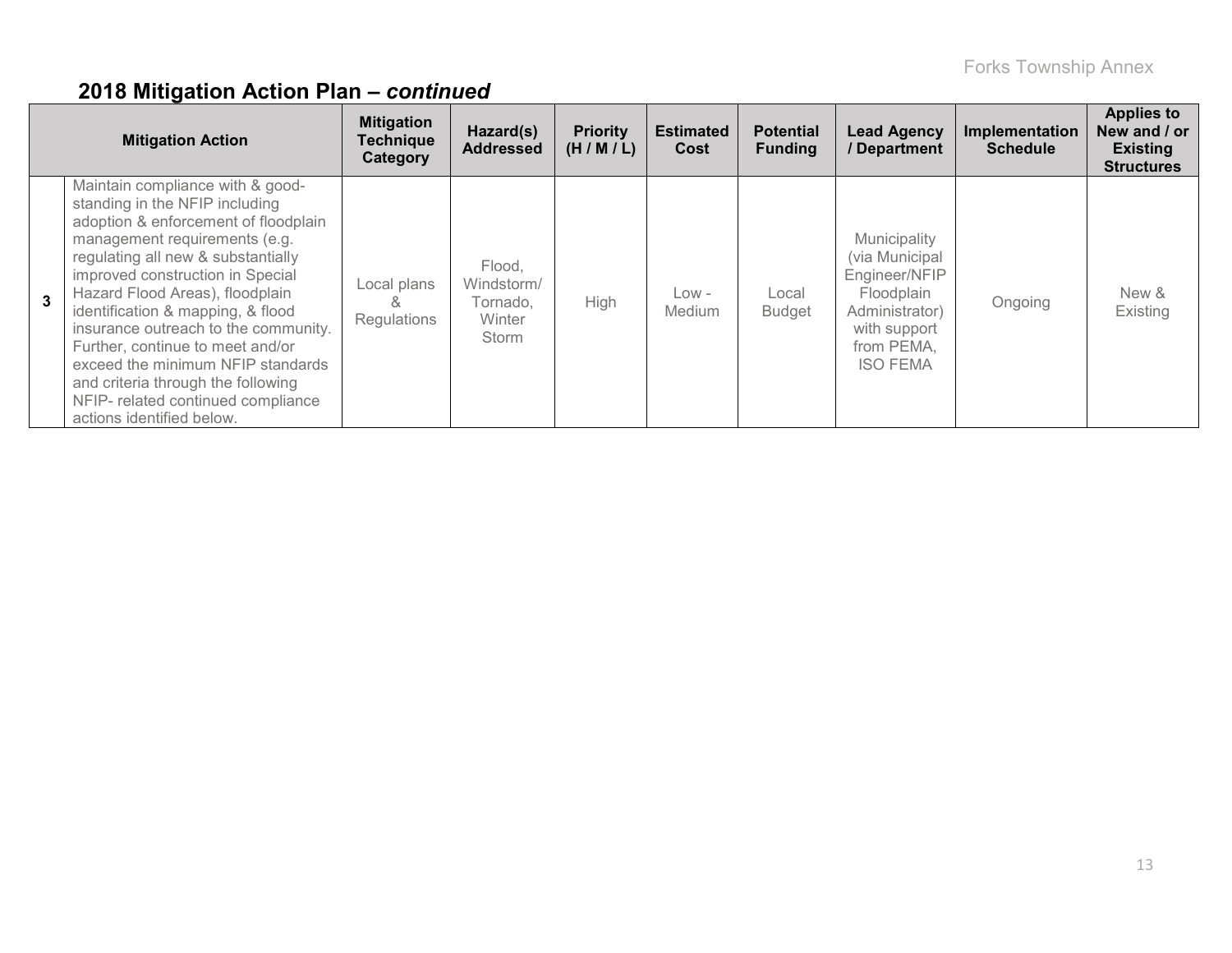## 2018 Mitigation Action Plan – *continued*

| | Mitigation Action | Mitigation Technique Category | Hazard(s) Addressed | Priority (H / M / L) | Estimated Cost | Potential Funding | Lead Agency / Department | Implementation Schedule | Applies to New and / or Existing Structures |
|---|---|---|---|---|---|---|---|---|---|
| 3 | Maintain compliance with & good-standing in the NFIP including adoption & enforcement of floodplain management requirements (e.g. regulating all new & substantially improved construction in Special Hazard Flood Areas), floodplain identification & mapping, & flood insurance outreach to the community. Further, continue to meet and/or exceed the minimum NFIP standards and criteria through the following NFIP- related continued compliance actions identified below. | Local plans & Regulations | Flood, Windstorm/ Tornado, Winter Storm | High | Low - Medium | Local Budget | Municipality (via Municipal Engineer/NFIP Floodplain Administrator) with support from PEMA, ISO FEMA | Ongoing | New & Existing |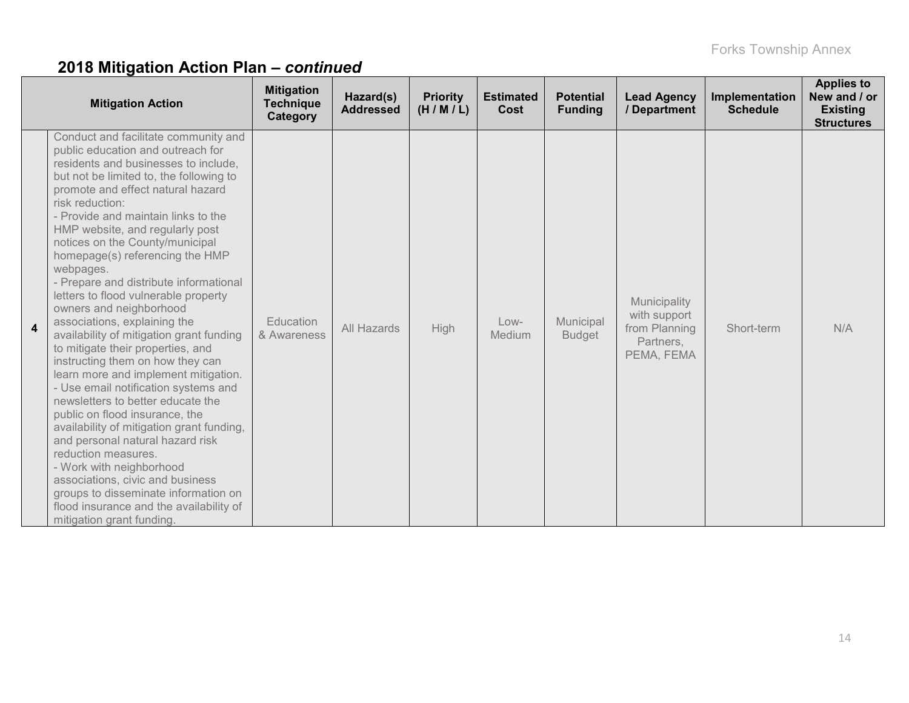## 2018 Mitigation Action Plan – *continued*

| | Mitigation Action | Mitigation Technique Category | Hazard(s) Addressed | Priority (H / M / L) | Estimated Cost | Potential Funding | Lead Agency / Department | Implementation Schedule | Applies to New and / or Existing Structures |
|---|---|---|---|---|---|---|---|---|---|
| **4** | Conduct and facilitate community and public education and outreach for residents and businesses to include, but not be limited to, the following to promote and effect natural hazard risk reduction:<br>- Provide and maintain links to the HMP website, and regularly post notices on the County/municipal homepage(s) referencing the HMP webpages.<br>- Prepare and distribute informational letters to flood vulnerable property owners and neighborhood associations, explaining the availability of mitigation grant funding to mitigate their properties, and instructing them on how they can learn more and implement mitigation.<br>- Use email notification systems and newsletters to better educate the public on flood insurance, the availability of mitigation grant funding, and personal natural hazard risk reduction measures.<br>- Work with neighborhood associations, civic and business groups to disseminate information on flood insurance and the availability of mitigation grant funding. | Education & Awareness | All Hazards | High | Low-Medium | Municipal Budget | Municipality with support from Planning Partners, PEMA, FEMA | Short-term | N/A |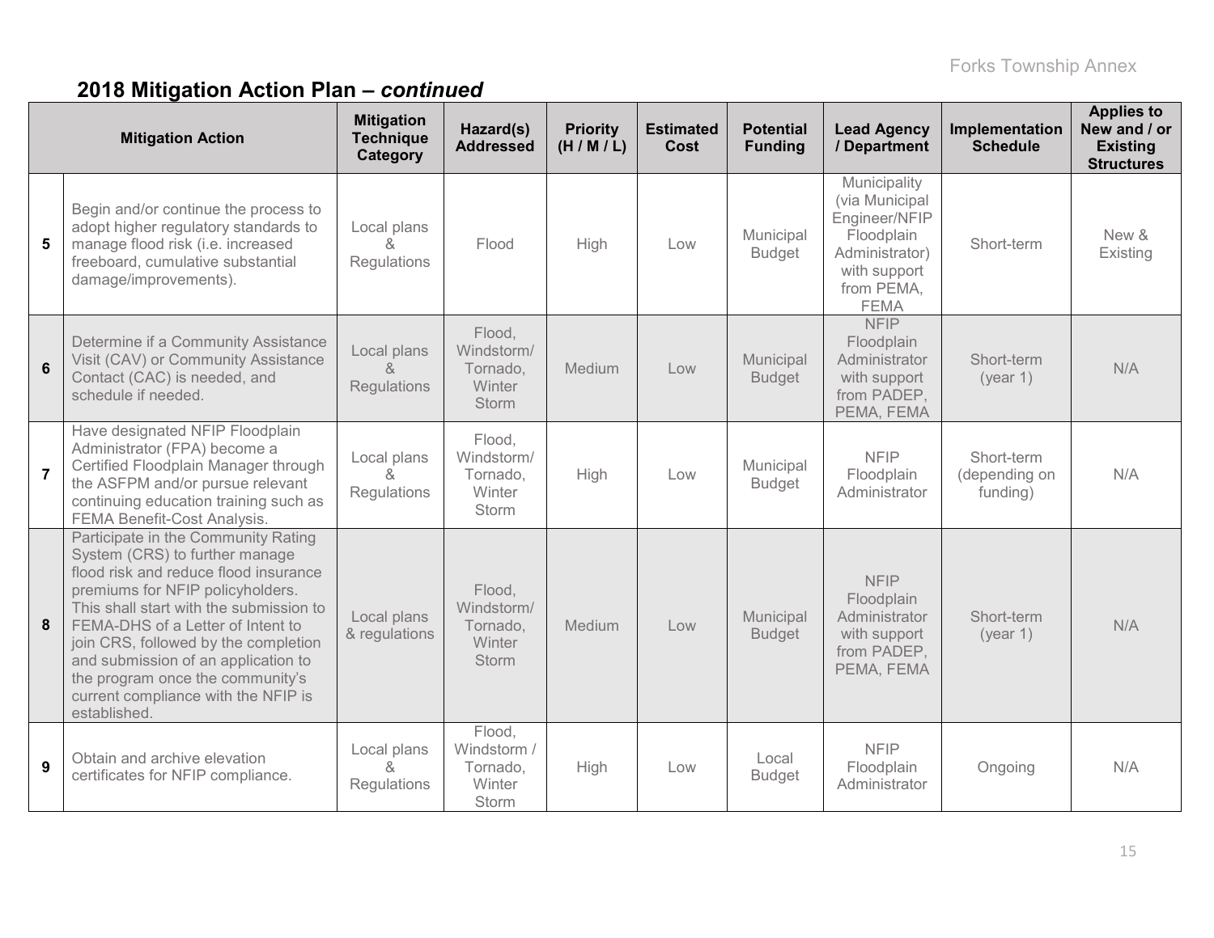## 2018 Mitigation Action Plan – *continued*

| | Mitigation Action | Mitigation Technique Category | Hazard(s) Addressed | Priority (H / M / L) | Estimated Cost | Potential Funding | Lead Agency / Department | Implementation Schedule | Applies to New and / or Existing Structures |
|---|---|---|---|---|---|---|---|---|---|
| 5 | Begin and/or continue the process to adopt higher regulatory standards to manage flood risk (i.e. increased freeboard, cumulative substantial damage/improvements). | Local plans & Regulations | Flood | High | Low | Municipal Budget | Municipality (via Municipal Engineer/NFIP Floodplain Administrator) with support from PEMA, FEMA | Short-term | New & Existing |
| 6 | Determine if a Community Assistance Visit (CAV) or Community Assistance Contact (CAC) is needed, and schedule if needed. | Local plans & Regulations | Flood, Windstorm/ Tornado, Winter Storm | Medium | Low | Municipal Budget | NFIP Floodplain Administrator with support from PADEP, PEMA, FEMA | Short-term (year 1) | N/A |
| 7 | Have designated NFIP Floodplain Administrator (FPA) become a Certified Floodplain Manager through the ASFPM and/or pursue relevant continuing education training such as FEMA Benefit-Cost Analysis. | Local plans & Regulations | Flood, Windstorm/ Tornado, Winter Storm | High | Low | Municipal Budget | NFIP Floodplain Administrator | Short-term (depending on funding) | N/A |
| 8 | Participate in the Community Rating System (CRS) to further manage flood risk and reduce flood insurance premiums for NFIP policyholders. This shall start with the submission to FEMA-DHS of a Letter of Intent to join CRS, followed by the completion and submission of an application to the program once the community's current compliance with the NFIP is established. | Local plans & regulations | Flood, Windstorm/ Tornado, Winter Storm | Medium | Low | Municipal Budget | NFIP Floodplain Administrator with support from PADEP, PEMA, FEMA | Short-term (year 1) | N/A |
| 9 | Obtain and archive elevation certificates for NFIP compliance. | Local plans & Regulations | Flood, Windstorm / Tornado, Winter Storm | High | Low | Local Budget | NFIP Floodplain Administrator | Ongoing | N/A |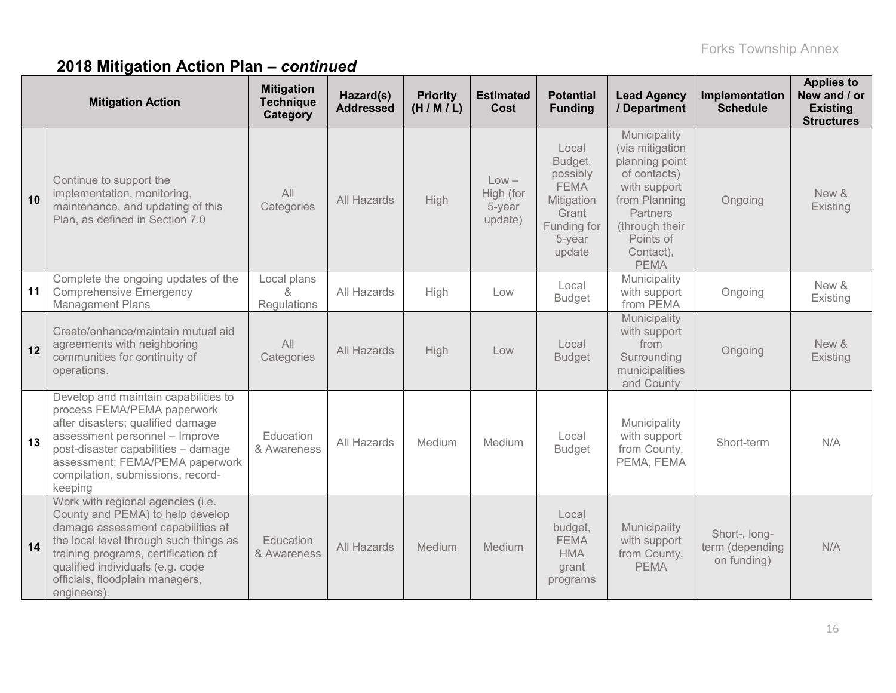## 2018 Mitigation Action Plan – *continued*

| | Mitigation Action | Mitigation Technique Category | Hazard(s) Addressed | Priority (H / M / L) | Estimated Cost | Potential Funding | Lead Agency / Department | Implementation Schedule | Applies to New and / or Existing Structures |
|---|---|---|---|---|---|---|---|---|---|
| 10 | Continue to support the implementation, monitoring, maintenance, and updating of this Plan, as defined in Section 7.0 | All Categories | All Hazards | High | Low – High (for 5-year update) | Local Budget, possibly FEMA Mitigation Grant Funding for 5-year update | Municipality (via mitigation planning point of contacts) with support from Planning Partners (through their Points of Contact), PEMA | Ongoing | New & Existing |
| 11 | Complete the ongoing updates of the Comprehensive Emergency Management Plans | Local plans & Regulations | All Hazards | High | Low | Local Budget | Municipality with support from PEMA | Ongoing | New & Existing |
| 12 | Create/enhance/maintain mutual aid agreements with neighboring communities for continuity of operations. | All Categories | All Hazards | High | Low | Local Budget | Municipality with support from Surrounding municipalities and County | Ongoing | New & Existing |
| 13 | Develop and maintain capabilities to process FEMA/PEMA paperwork after disasters; qualified damage assessment personnel – Improve post-disaster capabilities – damage assessment; FEMA/PEMA paperwork compilation, submissions, record-keeping | Education & Awareness | All Hazards | Medium | Medium | Local Budget | Municipality with support from County, PEMA, FEMA | Short-term | N/A |
| 14 | Work with regional agencies (i.e. County and PEMA) to help develop damage assessment capabilities at the local level through such things as training programs, certification of qualified individuals (e.g. code officials, floodplain managers, engineers). | Education & Awareness | All Hazards | Medium | Medium | Local budget, FEMA HMA grant programs | Municipality with support from County, PEMA | Short-, long-term (depending on funding) | N/A |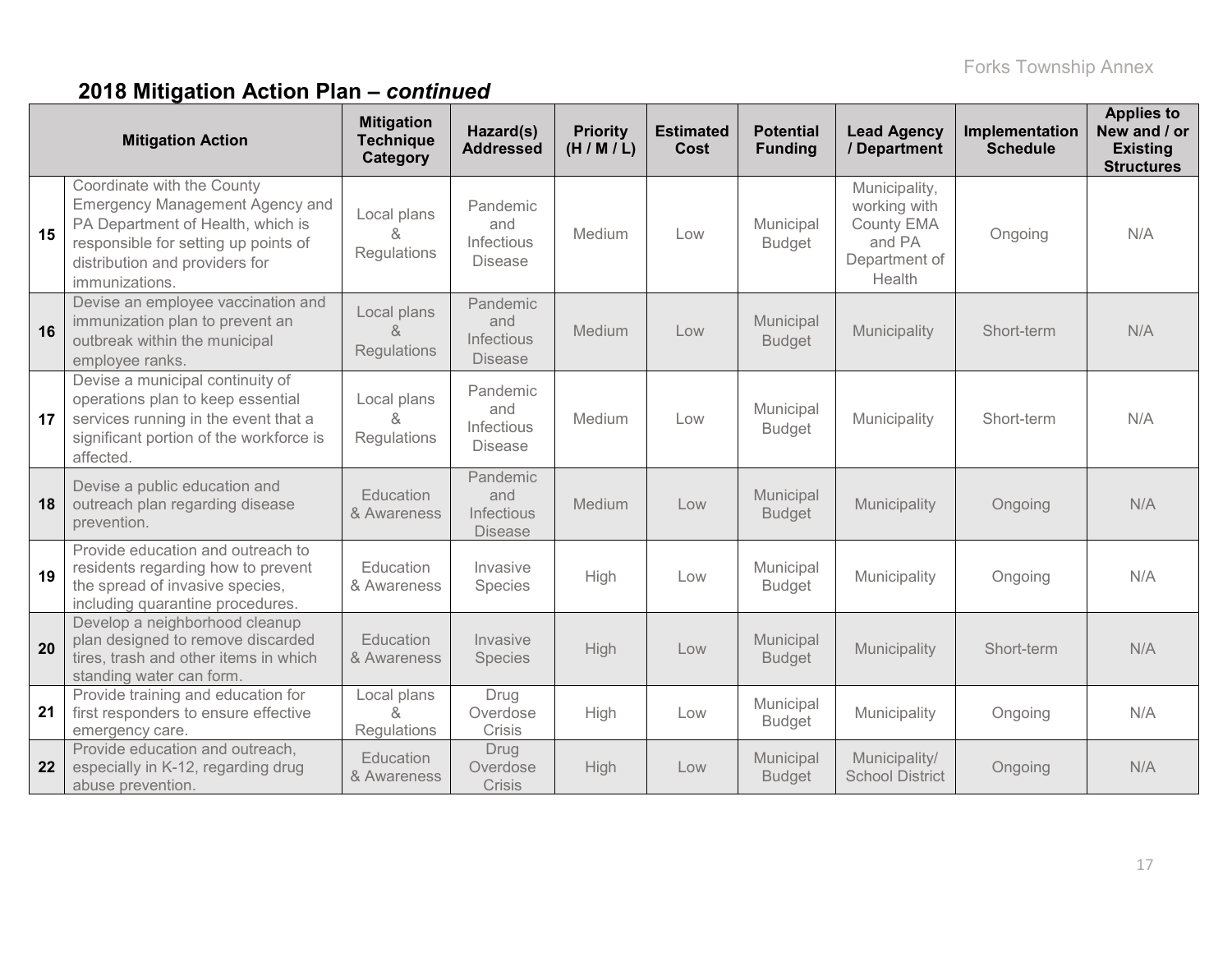## 2018 Mitigation Action Plan – *continued*

| | Mitigation Action | Mitigation Technique Category | Hazard(s) Addressed | Priority (H / M / L) | Estimated Cost | Potential Funding | Lead Agency / Department | Implementation Schedule | Applies to New and / or Existing Structures |
|---|---|---|---|---|---|---|---|---|---|
| **15** | Coordinate with the County Emergency Management Agency and PA Department of Health, which is responsible for setting up points of distribution and providers for immunizations. | Local plans & Regulations | Pandemic and Infectious Disease | Medium | Low | Municipal Budget | Municipality, working with County EMA and PA Department of Health | Ongoing | N/A |
| **16** | Devise an employee vaccination and immunization plan to prevent an outbreak within the municipal employee ranks. | Local plans & Regulations | Pandemic and Infectious Disease | Medium | Low | Municipal Budget | Municipality | Short-term | N/A |
| **17** | Devise a municipal continuity of operations plan to keep essential services running in the event that a significant portion of the workforce is affected. | Local plans & Regulations | Pandemic and Infectious Disease | Medium | Low | Municipal Budget | Municipality | Short-term | N/A |
| **18** | Devise a public education and outreach plan regarding disease prevention. | Education & Awareness | Pandemic and Infectious Disease | Medium | Low | Municipal Budget | Municipality | Ongoing | N/A |
| **19** | Provide education and outreach to residents regarding how to prevent the spread of invasive species, including quarantine procedures. | Education & Awareness | Invasive Species | High | Low | Municipal Budget | Municipality | Ongoing | N/A |
| **20** | Develop a neighborhood cleanup plan designed to remove discarded tires, trash and other items in which standing water can form. | Education & Awareness | Invasive Species | High | Low | Municipal Budget | Municipality | Short-term | N/A |
| **21** | Provide training and education for first responders to ensure effective emergency care. | Local plans & Regulations | Drug Overdose Crisis | High | Low | Municipal Budget | Municipality | Ongoing | N/A |
| **22** | Provide education and outreach, especially in K-12, regarding drug abuse prevention. | Education & Awareness | Drug Overdose Crisis | High | Low | Municipal Budget | Municipality/ School District | Ongoing | N/A |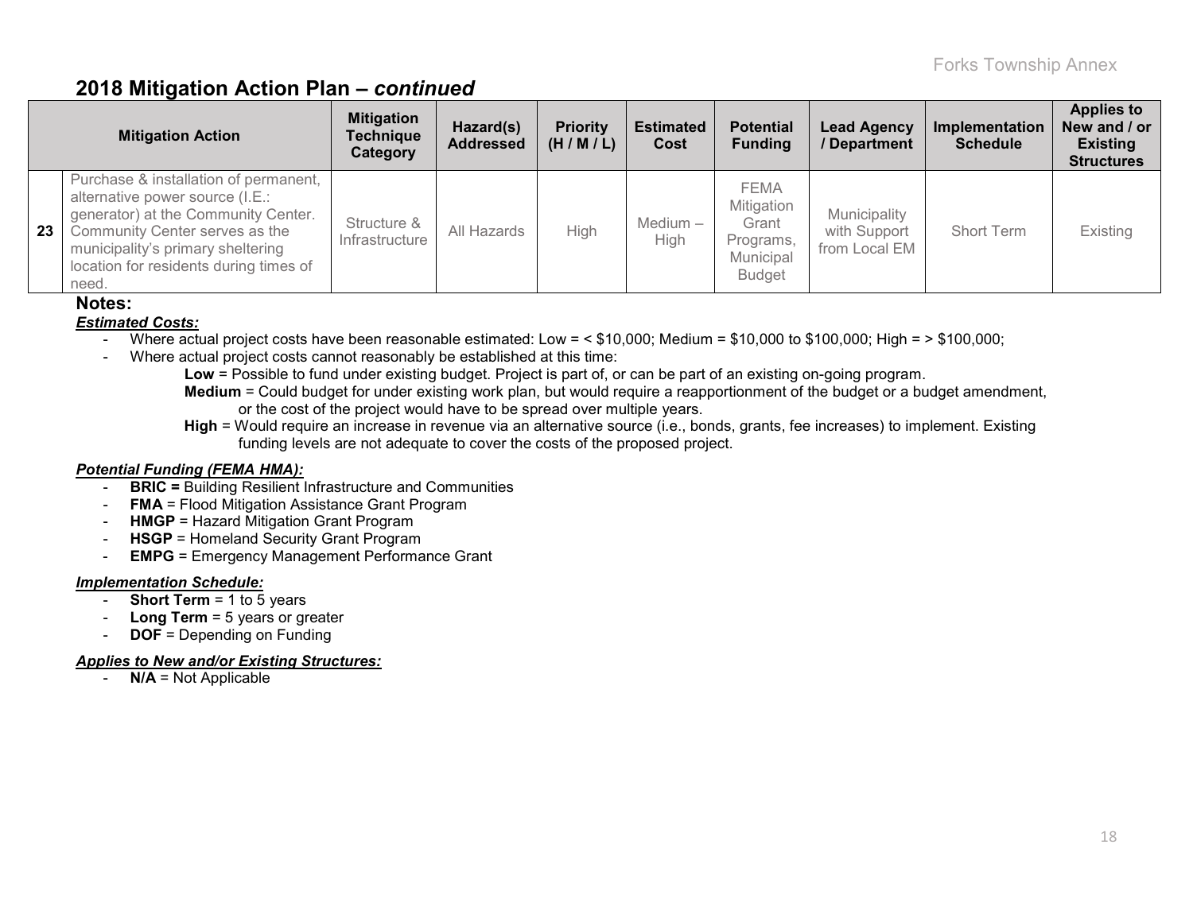## 2018 Mitigation Action Plan – *continued*

| | Mitigation Action | Mitigation Technique Category | Hazard(s) Addressed | Priority (H / M / L) | Estimated Cost | Potential Funding | Lead Agency / Department | Implementation Schedule | Applies to New and / or Existing Structures |
|---|---|---|---|---|---|---|---|---|---|
| 23 | Purchase & installation of permanent, alternative power source (I.E.: generator) at the Community Center. Community Center serves as the municipality's primary sheltering location for residents during times of need. | Structure & Infrastructure | All Hazards | High | Medium – High | FEMA Mitigation Grant Programs, Municipal Budget | Municipality with Support from Local EM | Short Term | Existing |

**Notes:**

***Estimated Costs:***

- Where actual project costs have been reasonable estimated: Low = < $10,000; Medium = $10,000 to $100,000; High = > $100,000;
- Where actual project costs cannot reasonably be established at this time:
  - **Low** = Possible to fund under existing budget. Project is part of, or can be part of an existing on-going program.
  - **Medium** = Could budget for under existing work plan, but would require a reapportionment of the budget or a budget amendment, or the cost of the project would have to be spread over multiple years.
  - **High** = Would require an increase in revenue via an alternative source (i.e., bonds, grants, fee increases) to implement. Existing funding levels are not adequate to cover the costs of the proposed project.

***Potential Funding (FEMA HMA):***

- **BRIC =** Building Resilient Infrastructure and Communities
- **FMA** = Flood Mitigation Assistance Grant Program
- **HMGP** = Hazard Mitigation Grant Program
- **HSGP** = Homeland Security Grant Program
- **EMPG** = Emergency Management Performance Grant

***Implementation Schedule:***

- **Short Term** = 1 to 5 years
- **Long Term** = 5 years or greater
- **DOF** = Depending on Funding

***Applies to New and/or Existing Structures:***

- **N/A** = Not Applicable